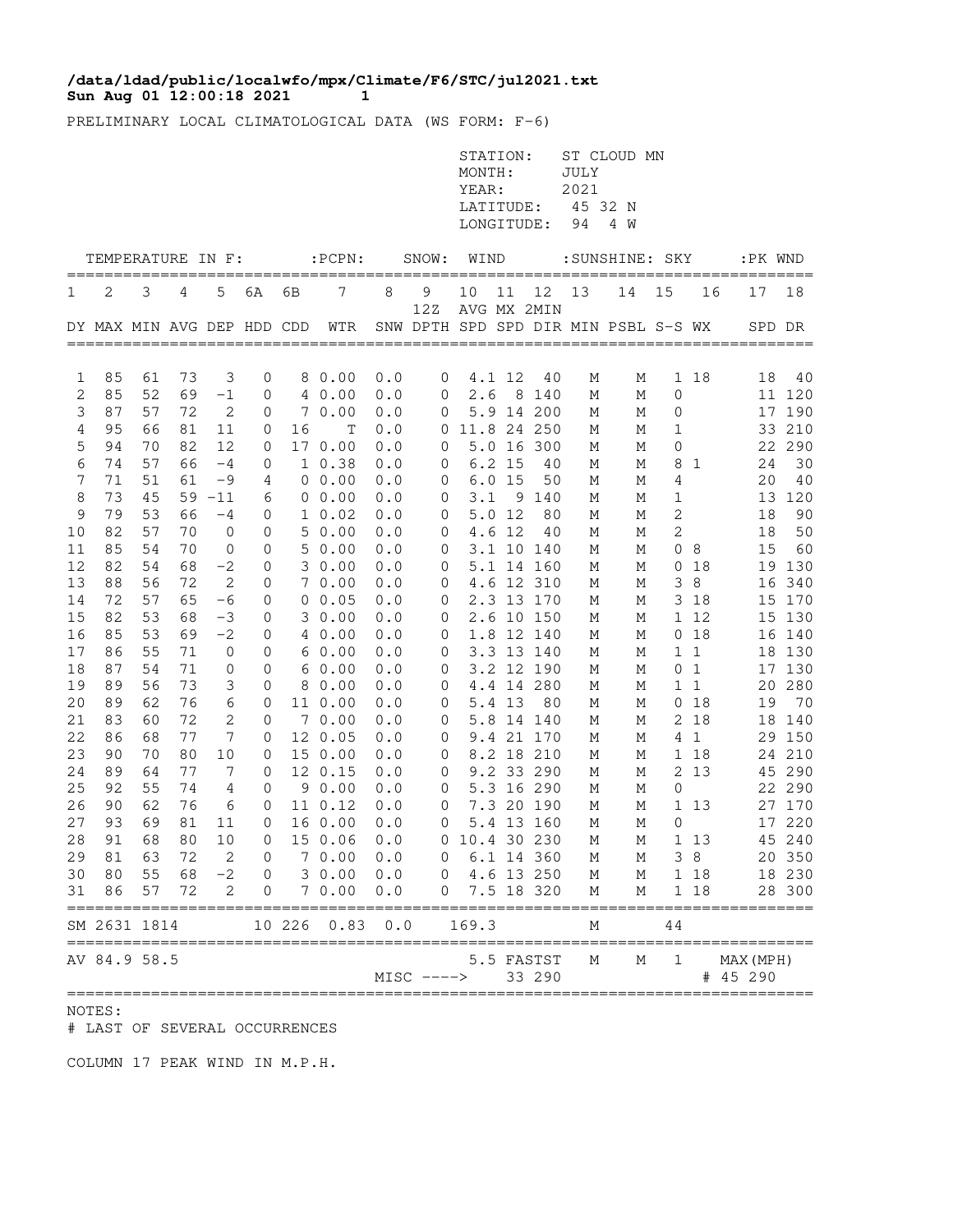**/data/ldad/public/localwfo/mpx/Climate/F6/STC/jul2021.txt**
**Sun Aug 01 12:00:18 2021 1**

PRELIMINARY LOCAL CLIMATOLOGICAL DATA (WS FORM: F-6)

STATION: ST CLOUD MN
MONTH: JULY
YEAR: 2021
LATITUDE: 45 32 N
LONGITUDE: 94 4 W

| TEMPERATURE IN F: | | | | | | | :PCPN: | SNOW: | | WIND | | | :SUNSHINE: | | SKY | | :PK WND | |
|---|---|---|---|---|---|---|---|---|---|---|---|---|---|---|---|---|---|---|
| 1 | 2 | 3 | 4 | 5 | 6A | 6B | 7 | 8 | 9 | 10 | 11 | 12 | 13 | 14 | 15 | 16 | 17 | 18 |
| | | | | | | | | | 12Z | AVG | MX | 2MIN | | | | | | |
| DY | MAX | MIN | AVG | DEP | HDD | CDD | WTR | SNW | DPTH | SPD | SPD | DIR | MIN | PSBL | S-S | WX | SPD | DR |
| 1 | 85 | 61 | 73 | 3 | 0 | 8 | 0.00 | 0.0 | 0 | 4.1 | 12 | 40 | M | M | 1 | 18 | 18 | 40 |
| 2 | 85 | 52 | 69 | -1 | 0 | 4 | 0.00 | 0.0 | 0 | 2.6 | 8 | 140 | M | M | 0 | | 11 | 120 |
| 3 | 87 | 57 | 72 | 2 | 0 | 7 | 0.00 | 0.0 | 0 | 5.9 | 14 | 200 | M | M | 0 | | 17 | 190 |
| 4 | 95 | 66 | 81 | 11 | 0 | 16 | T | 0.0 | 0 | 11.8 | 24 | 250 | M | M | 1 | | 33 | 210 |
| 5 | 94 | 70 | 82 | 12 | 0 | 17 | 0.00 | 0.0 | 0 | 5.0 | 16 | 300 | M | M | 0 | | 22 | 290 |
| 6 | 74 | 57 | 66 | -4 | 0 | 1 | 0.38 | 0.0 | 0 | 6.2 | 15 | 40 | M | M | 8 | 1 | 24 | 30 |
| 7 | 71 | 51 | 61 | -9 | 4 | 0 | 0.00 | 0.0 | 0 | 6.0 | 15 | 50 | M | M | 4 | | 20 | 40 |
| 8 | 73 | 45 | 59 | -11 | 6 | 0 | 0.00 | 0.0 | 0 | 3.1 | 9 | 140 | M | M | 1 | | 13 | 120 |
| 9 | 79 | 53 | 66 | -4 | 0 | 1 | 0.02 | 0.0 | 0 | 5.0 | 12 | 80 | M | M | 2 | | 18 | 90 |
| 10 | 82 | 57 | 70 | 0 | 0 | 5 | 0.00 | 0.0 | 0 | 4.6 | 12 | 40 | M | M | 2 | | 18 | 50 |
| 11 | 85 | 54 | 70 | 0 | 0 | 5 | 0.00 | 0.0 | 0 | 3.1 | 10 | 140 | M | M | 0 | 8 | 15 | 60 |
| 12 | 82 | 54 | 68 | -2 | 0 | 3 | 0.00 | 0.0 | 0 | 5.1 | 14 | 160 | M | M | 0 | 18 | 19 | 130 |
| 13 | 88 | 56 | 72 | 2 | 0 | 7 | 0.00 | 0.0 | 0 | 4.6 | 12 | 310 | M | M | 3 | 8 | 16 | 340 |
| 14 | 72 | 57 | 65 | -6 | 0 | 0 | 0.05 | 0.0 | 0 | 2.3 | 13 | 170 | M | M | 3 | 18 | 15 | 170 |
| 15 | 82 | 53 | 68 | -3 | 0 | 3 | 0.00 | 0.0 | 0 | 2.6 | 10 | 150 | M | M | 1 | 12 | 15 | 130 |
| 16 | 85 | 53 | 69 | -2 | 0 | 4 | 0.00 | 0.0 | 0 | 1.8 | 12 | 140 | M | M | 0 | 18 | 16 | 140 |
| 17 | 86 | 55 | 71 | 0 | 0 | 6 | 0.00 | 0.0 | 0 | 3.3 | 13 | 140 | M | M | 1 | 1 | 18 | 130 |
| 18 | 87 | 54 | 71 | 0 | 0 | 6 | 0.00 | 0.0 | 0 | 3.2 | 12 | 190 | M | M | 0 | 1 | 17 | 130 |
| 19 | 89 | 56 | 73 | 3 | 0 | 8 | 0.00 | 0.0 | 0 | 4.4 | 14 | 280 | M | M | 1 | 1 | 20 | 280 |
| 20 | 89 | 62 | 76 | 6 | 0 | 11 | 0.00 | 0.0 | 0 | 5.4 | 13 | 80 | M | M | 0 | 18 | 19 | 70 |
| 21 | 83 | 60 | 72 | 2 | 0 | 7 | 0.00 | 0.0 | 0 | 5.8 | 14 | 140 | M | M | 2 | 18 | 18 | 140 |
| 22 | 86 | 68 | 77 | 7 | 0 | 12 | 0.05 | 0.0 | 0 | 9.4 | 21 | 170 | M | M | 4 | 1 | 29 | 150 |
| 23 | 90 | 70 | 80 | 10 | 0 | 15 | 0.00 | 0.0 | 0 | 8.2 | 18 | 210 | M | M | 1 | 18 | 24 | 210 |
| 24 | 89 | 64 | 77 | 7 | 0 | 12 | 0.15 | 0.0 | 0 | 9.2 | 33 | 290 | M | M | 2 | 13 | 45 | 290 |
| 25 | 92 | 55 | 74 | 4 | 0 | 9 | 0.00 | 0.0 | 0 | 5.3 | 16 | 290 | M | M | 0 | | 22 | 290 |
| 26 | 90 | 62 | 76 | 6 | 0 | 11 | 0.12 | 0.0 | 0 | 7.3 | 20 | 190 | M | M | 1 | 13 | 27 | 170 |
| 27 | 93 | 69 | 81 | 11 | 0 | 16 | 0.00 | 0.0 | 0 | 5.4 | 13 | 160 | M | M | 0 | | 17 | 220 |
| 28 | 91 | 68 | 80 | 10 | 0 | 15 | 0.06 | 0.0 | 0 | 10.4 | 30 | 230 | M | M | 1 | 13 | 45 | 240 |
| 29 | 81 | 63 | 72 | 2 | 0 | 7 | 0.00 | 0.0 | 0 | 6.1 | 14 | 360 | M | M | 3 | 8 | 20 | 350 |
| 30 | 80 | 55 | 68 | -2 | 0 | 3 | 0.00 | 0.0 | 0 | 4.6 | 13 | 250 | M | M | 1 | 18 | 18 | 230 |
| 31 | 86 | 57 | 72 | 2 | 0 | 7 | 0.00 | 0.0 | 0 | 7.5 | 18 | 320 | M | M | 1 | 18 | 28 | 300 |
| SM | 2631 | 1814 | | | 10 | 226 | 0.83 | 0.0 | | 169.3 | | | M | | 44 | | | |
| AV | 84.9 | 58.5 | | | | | | | | 5.5 | FASTST | | M | M | 1 | | MAX(MPH) | |
| | | | | | | | | MISC ----> | | | 33 | 290 | | | | | # 45 | 290 |

NOTES:
# LAST OF SEVERAL OCCURRENCES

COLUMN 17 PEAK WIND IN M.P.H.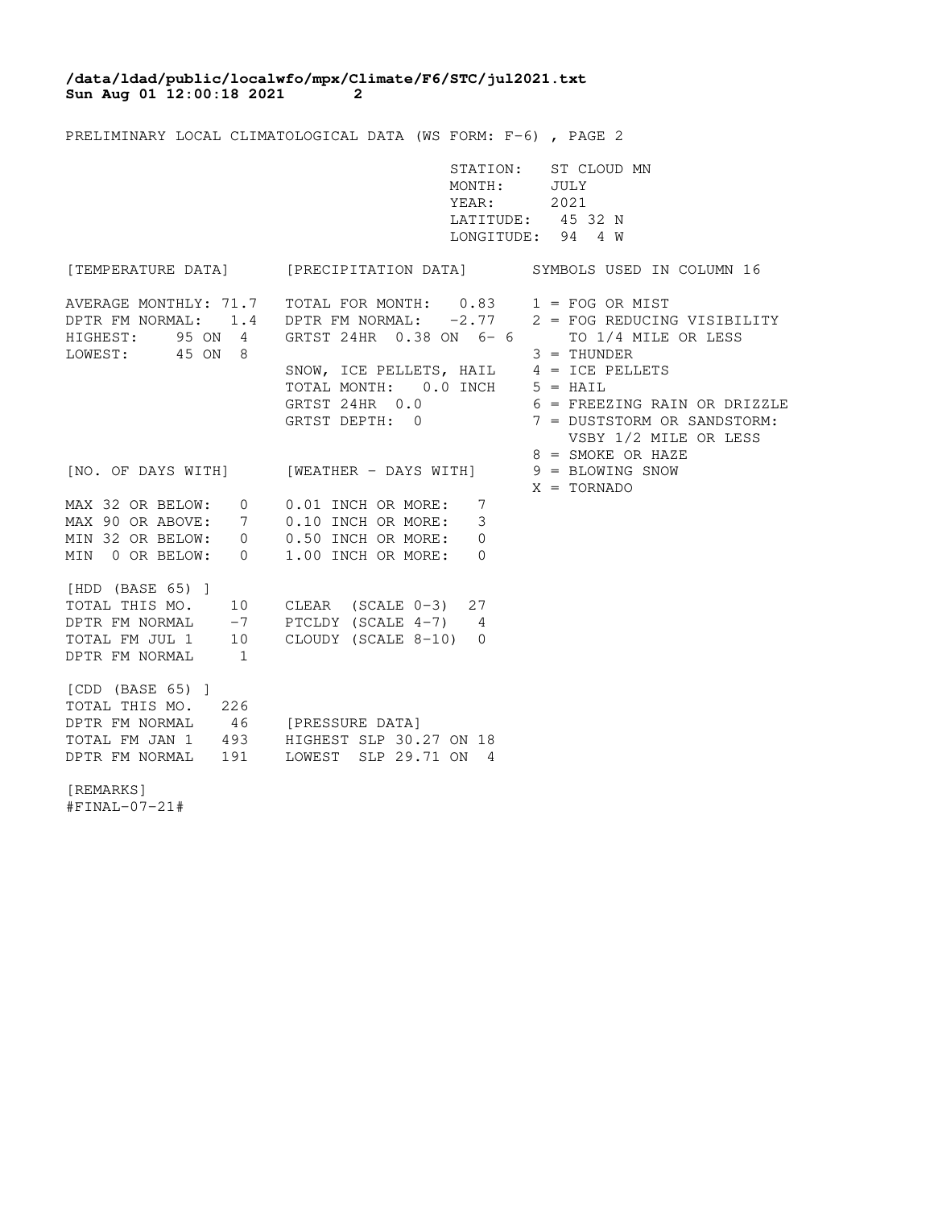**/data/ldad/public/localwfo/mpx/Climate/F6/STC/jul2021.txt**
**Sun Aug 01 12:00:18 2021        2**

PRELIMINARY LOCAL CLIMATOLOGICAL DATA (WS FORM: F-6) , PAGE 2

STATION: ST CLOUD MN
MONTH: JULY
YEAR: 2021
LATITUDE: 45 32 N
LONGITUDE: 94 4 W

[TEMPERATURE DATA]

AVERAGE MONTHLY: 71.7
DPTR FM NORMAL: 1.4
HIGHEST: 95 ON 4
LOWEST: 45 ON 8

[PRECIPITATION DATA]

TOTAL FOR MONTH: 0.83
DPTR FM NORMAL: -2.77
GRTST 24HR 0.38 ON 6- 6

SNOW, ICE PELLETS, HAIL
TOTAL MONTH: 0.0 INCH
GRTST 24HR 0.0
GRTST DEPTH: 0

SYMBOLS USED IN COLUMN 16

1 = FOG OR MIST
2 = FOG REDUCING VISIBILITY TO 1/4 MILE OR LESS
3 = THUNDER
4 = ICE PELLETS
5 = HAIL
6 = FREEZING RAIN OR DRIZZLE
7 = DUSTSTORM OR SANDSTORM: VSBY 1/2 MILE OR LESS
8 = SMOKE OR HAZE
9 = BLOWING SNOW
X = TORNADO

[NO. OF DAYS WITH]

MAX 32 OR BELOW: 0
MAX 90 OR ABOVE: 7
MIN 32 OR BELOW: 0
MIN 0 OR BELOW: 0

[WEATHER - DAYS WITH]

0.01 INCH OR MORE: 7
0.10 INCH OR MORE: 3
0.50 INCH OR MORE: 0
1.00 INCH OR MORE: 0

[HDD (BASE 65) ]
TOTAL THIS MO. 10
DPTR FM NORMAL -7
TOTAL FM JUL 1 10
DPTR FM NORMAL 1

CLEAR (SCALE 0-3) 27
PTCLDY (SCALE 4-7) 4
CLOUDY (SCALE 8-10) 0

[CDD (BASE 65) ]
TOTAL THIS MO. 226
DPTR FM NORMAL 46
TOTAL FM JAN 1 493
DPTR FM NORMAL 191

[PRESSURE DATA]
HIGHEST SLP 30.27 ON 18
LOWEST SLP 29.71 ON 4

[REMARKS]
#FINAL-07-21#